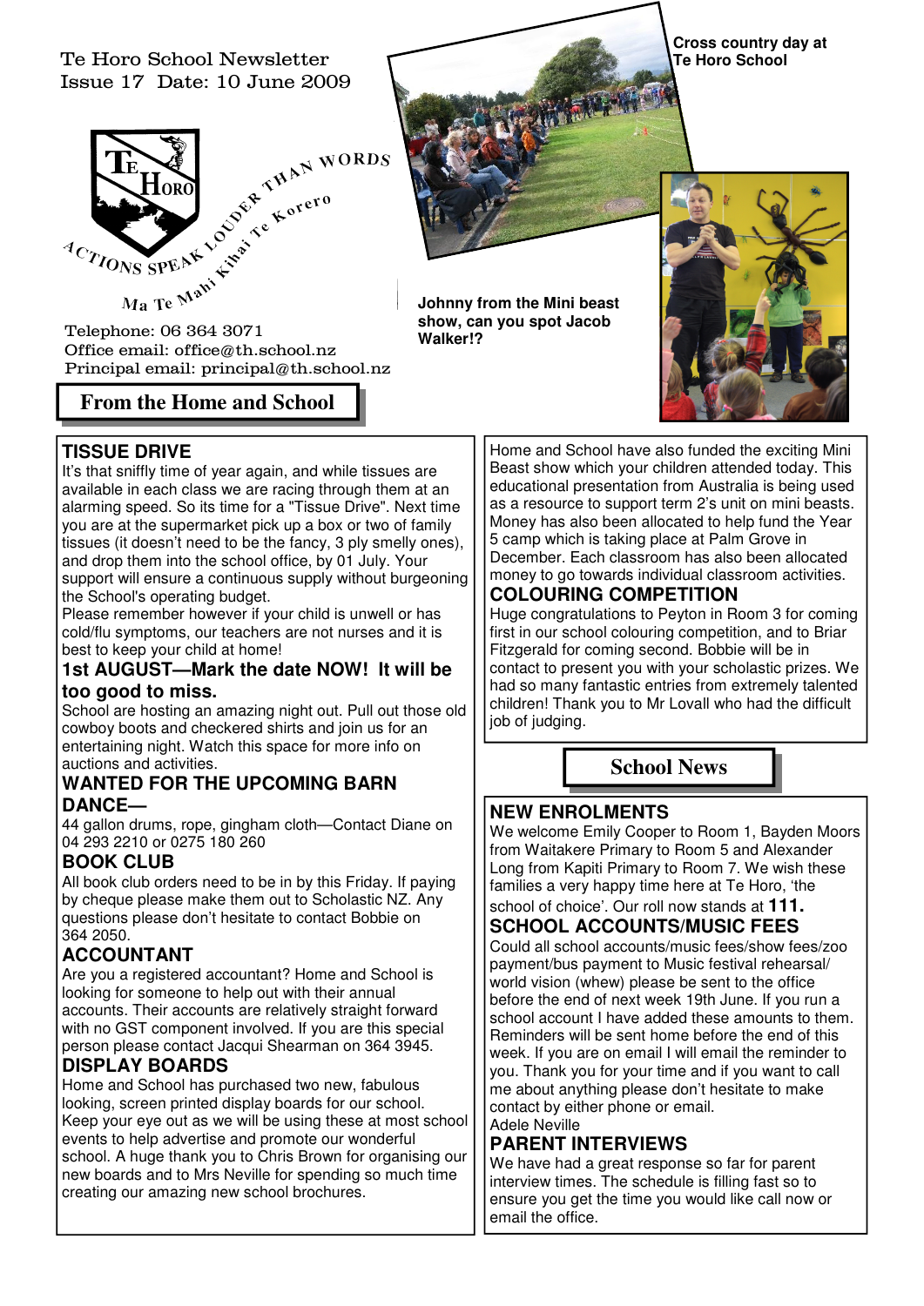Te Horo School Newsletter
Issue 17 Date: 10 June 2009

ACTIONS SPEAK LOUDER THAN WORDS
Ma Te Mahi Kihai Te Korero

Telephone: 06 364 3071
Office email: office@th.school.nz
Principal email: principal@th.school.nz

Cross country day at Te Horo School

Johnny from the Mini beast show, can you spot Jacob Walker!?

## From the Home and School

### TISSUE DRIVE

It's that sniffly time of year again, and while tissues are available in each class we are racing through them at an alarming speed. So its time for a "Tissue Drive". Next time you are at the supermarket pick up a box or two of family tissues (it doesn't need to be the fancy, 3 ply smelly ones), and drop them into the school office, by 01 July. Your support will ensure a continuous supply without burgeoning the School's operating budget.

Please remember however if your child is unwell or has cold/flu symptoms, our teachers are not nurses and it is best to keep your child at home!

### 1st AUGUST—Mark the date NOW! It will be too good to miss.

School are hosting an amazing night out. Pull out those old cowboy boots and checkered shirts and join us for an entertaining night. Watch this space for more info on auctions and activities.

### WANTED FOR THE UPCOMING BARN DANCE—

44 gallon drums, rope, gingham cloth—Contact Diane on 04 293 2210 or 0275 180 260

### BOOK CLUB

All book club orders need to be in by this Friday. If paying by cheque please make them out to Scholastic NZ. Any questions please don't hesitate to contact Bobbie on 364 2050.

### ACCOUNTANT

Are you a registered accountant? Home and School is looking for someone to help out with their annual accounts. Their accounts are relatively straight forward with no GST component involved. If you are this special person please contact Jacqui Shearman on 364 3945.

### DISPLAY BOARDS

Home and School has purchased two new, fabulous looking, screen printed display boards for our school. Keep your eye out as we will be using these at most school events to help advertise and promote our wonderful school. A huge thank you to Chris Brown for organising our new boards and to Mrs Neville for spending so much time creating our amazing new school brochures.

Home and School have also funded the exciting Mini Beast show which your children attended today. This educational presentation from Australia is being used as a resource to support term 2's unit on mini beasts. Money has also been allocated to help fund the Year 5 camp which is taking place at Palm Grove in December. Each classroom has also been allocated money to go towards individual classroom activities.

### COLOURING COMPETITION

Huge congratulations to Peyton in Room 3 for coming first in our school colouring competition, and to Briar Fitzgerald for coming second. Bobbie will be in contact to present you with your scholastic prizes. We had so many fantastic entries from extremely talented children! Thank you to Mr Lovall who had the difficult job of judging.

## School News

### NEW ENROLMENTS

We welcome Emily Cooper to Room 1, Bayden Moors from Waitakere Primary to Room 5 and Alexander Long from Kapiti Primary to Room 7. We wish these families a very happy time here at Te Horo, 'the school of choice'. Our roll now stands at **111.**

### SCHOOL ACCOUNTS/MUSIC FEES

Could all school accounts/music fees/show fees/zoo payment/bus payment to Music festival rehearsal/ world vision (whew) please be sent to the office before the end of next week 19th June. If you run a school account I have added these amounts to them. Reminders will be sent home before the end of this week. If you are on email I will email the reminder to you. Thank you for your time and if you want to call me about anything please don't hesitate to make contact by either phone or email.

Adele Neville

### PARENT INTERVIEWS

We have had a great response so far for parent interview times. The schedule is filling fast so to ensure you get the time you would like call now or email the office.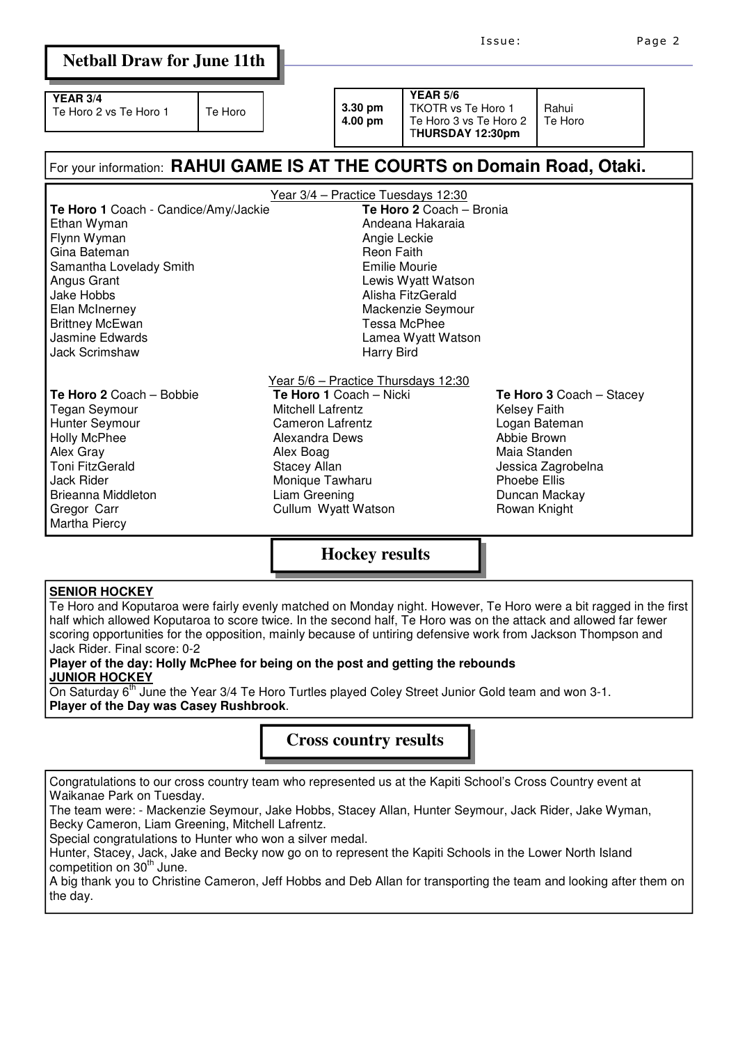## Netball Draw for June 11th

| YEAR 3/4 | |
|---|---|
| Te Horo 2 vs Te Horo 1 | Te Horo |

| | YEAR 5/6 | |
|---|---|---|
| 3.30 pm | TKOTR vs Te Horo 1 | Rahui |
| 4.00 pm | Te Horo 3 vs Te Horo 2 | Te Horo |
| | THURSDAY 12:30pm | |

For your information: **RAHUI GAME IS AT THE COURTS on Domain Road, Otaki.**

Year 3/4 – Practice Tuesdays 12:30

**Te Horo 1** Coach - Candice/Amy/Jackie
- Ethan Wyman
- Flynn Wyman
- Gina Bateman
- Samantha Lovelady Smith
- Angus Grant
- Jake Hobbs
- Elan McInerney
- Brittney McEwan
- Jasmine Edwards
- Jack Scrimshaw

**Te Horo 2** Coach – Bronia
- Andeana Hakaraia
- Angie Leckie
- Reon Faith
- Emilie Mourie
- Lewis Wyatt Watson
- Alisha FitzGerald
- Mackenzie Seymour
- Tessa McPhee
- Lamea Wyatt Watson
- Harry Bird

Year 5/6 – Practice Thursdays 12:30

**Te Horo 2** Coach – Bobbie
- Tegan Seymour
- Hunter Seymour
- Holly McPhee
- Alex Gray
- Toni FitzGerald
- Jack Rider
- Brieanna Middleton
- Gregor Carr
- Martha Piercy

**Te Horo 1** Coach – Nicki
- Mitchell Lafrentz
- Cameron Lafrentz
- Alexandra Dews
- Alex Boag
- Stacey Allan
- Monique Tawharu
- Liam Greening
- Cullum Wyatt Watson

**Te Horo 3** Coach – Stacey
- Kelsey Faith
- Logan Bateman
- Abbie Brown
- Maia Standen
- Jessica Zagrobelna
- Phoebe Ellis
- Duncan Mackay
- Rowan Knight

## Hockey results

**SENIOR HOCKEY**

Te Horo and Koputaroa were fairly evenly matched on Monday night. However, Te Horo were a bit ragged in the first half which allowed Koputaroa to score twice. In the second half, Te Horo was on the attack and allowed far fewer scoring opportunities for the opposition, mainly because of untiring defensive work from Jackson Thompson and Jack Rider. Final score: 0-2

**Player of the day: Holly McPhee for being on the post and getting the rebounds**

**JUNIOR HOCKEY**

On Saturday 6th June the Year 3/4 Te Horo Turtles played Coley Street Junior Gold team and won 3-1.

**Player of the Day was Casey Rushbrook**.

## Cross country results

Congratulations to our cross country team who represented us at the Kapiti School's Cross Country event at Waikanae Park on Tuesday.

The team were: - Mackenzie Seymour, Jake Hobbs, Stacey Allan, Hunter Seymour, Jack Rider, Jake Wyman, Becky Cameron, Liam Greening, Mitchell Lafrentz.

Special congratulations to Hunter who won a silver medal.

Hunter, Stacey, Jack, Jake and Becky now go on to represent the Kapiti Schools in the Lower North Island competition on 30th June.

A big thank you to Christine Cameron, Jeff Hobbs and Deb Allan for transporting the team and looking after them on the day.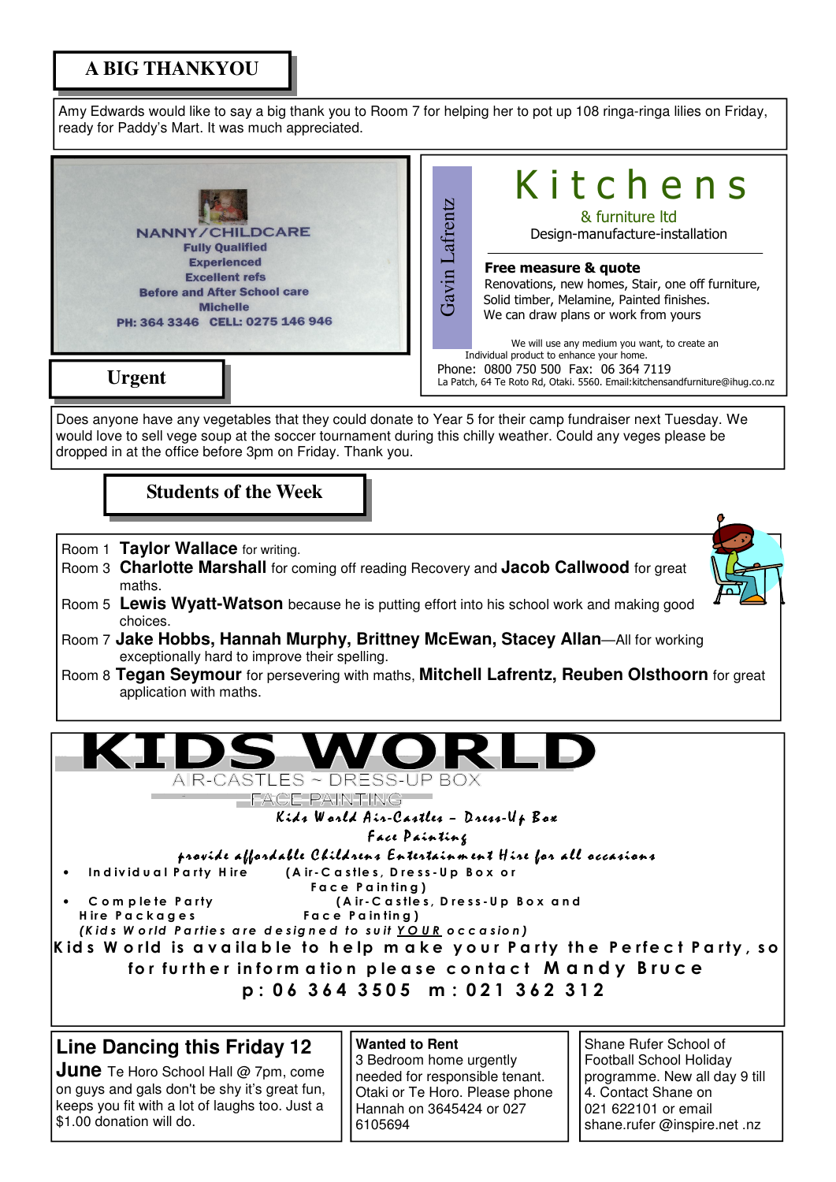## A BIG THANKYOU

Amy Edwards would like to say a big thank you to Room 7 for helping her to pot up 108 ringa-ringa lilies on Friday, ready for Paddy's Mart. It was much appreciated.

NANNY/CHILDCARE
Fully Qualified
Experienced
Excellent refs
Before and After School care
Michelle
PH: 364 3346 CELL: 0275 146 946

Gavin Lafrentz

# Kitchens

& furniture ltd
Design-manufacture-installation

**Free measure & quote**
Renovations, new homes, Stair, one off furniture, Solid timber, Melamine, Painted finishes.
We can draw plans or work from yours

We will use any medium you want, to create an Individual product to enhance your home.
Phone: 0800 750 500 Fax: 06 364 7119
La Patch, 64 Te Roto Rd, Otaki. 5560. Email:kitchensandfurniture@ihug.co.nz

## Urgent

Does anyone have any vegetables that they could donate to Year 5 for their camp fundraiser next Tuesday. We would love to sell vege soup at the soccer tournament during this chilly weather. Could any veges please be dropped in at the office before 3pm on Friday. Thank you.

## Students of the Week

Room 1 **Taylor Wallace** for writing.
Room 3 **Charlotte Marshall** for coming off reading Recovery and **Jacob Callwood** for great maths.
Room 5 **Lewis Wyatt-Watson** because he is putting effort into his school work and making good choices.
Room 7 **Jake Hobbs, Hannah Murphy, Brittney McEwan, Stacey Allan**—All for working exceptionally hard to improve their spelling.
Room 8 **Tegan Seymour** for persevering with maths, **Mitchell Lafrentz, Reuben Olsthoorn** for great application with maths.

# KIDS WORLD

AIR-CASTLES ~ DRESS-UP BOX
FACE PAINTING

*Kids World Air-Castles – Dress-Up Box*
*Face Painting*
*provide affordable Childrens Entertainment Hire for all occasions*

- Individual Party Hire (Air-Castles, Dress-Up Box or Face Painting)
- Complete Party Hire Packages (Air-Castles, Dress-Up Box and Face Painting)

*(Kids World Parties are designed to suit **YOUR** occasion)*

**Kids World is available to help make your Party the Perfect Party, so for further information please contact Mandy Bruce**
**p: 06 364 3505 m: 021 362 312**

**Line Dancing this Friday 12 June** Te Horo School Hall @ 7pm, come on guys and gals don't be shy it's great fun, keeps you fit with a lot of laughs too. Just a $1.00 donation will do.

**Wanted to Rent**
3 Bedroom home urgently needed for responsible tenant. Otaki or Te Horo. Please phone Hannah on 3645424 or 027 6105694

Shane Rufer School of Football School Holiday programme. New all day 9 till 4. Contact Shane on 021 622101 or email shane.rufer @inspire.net .nz